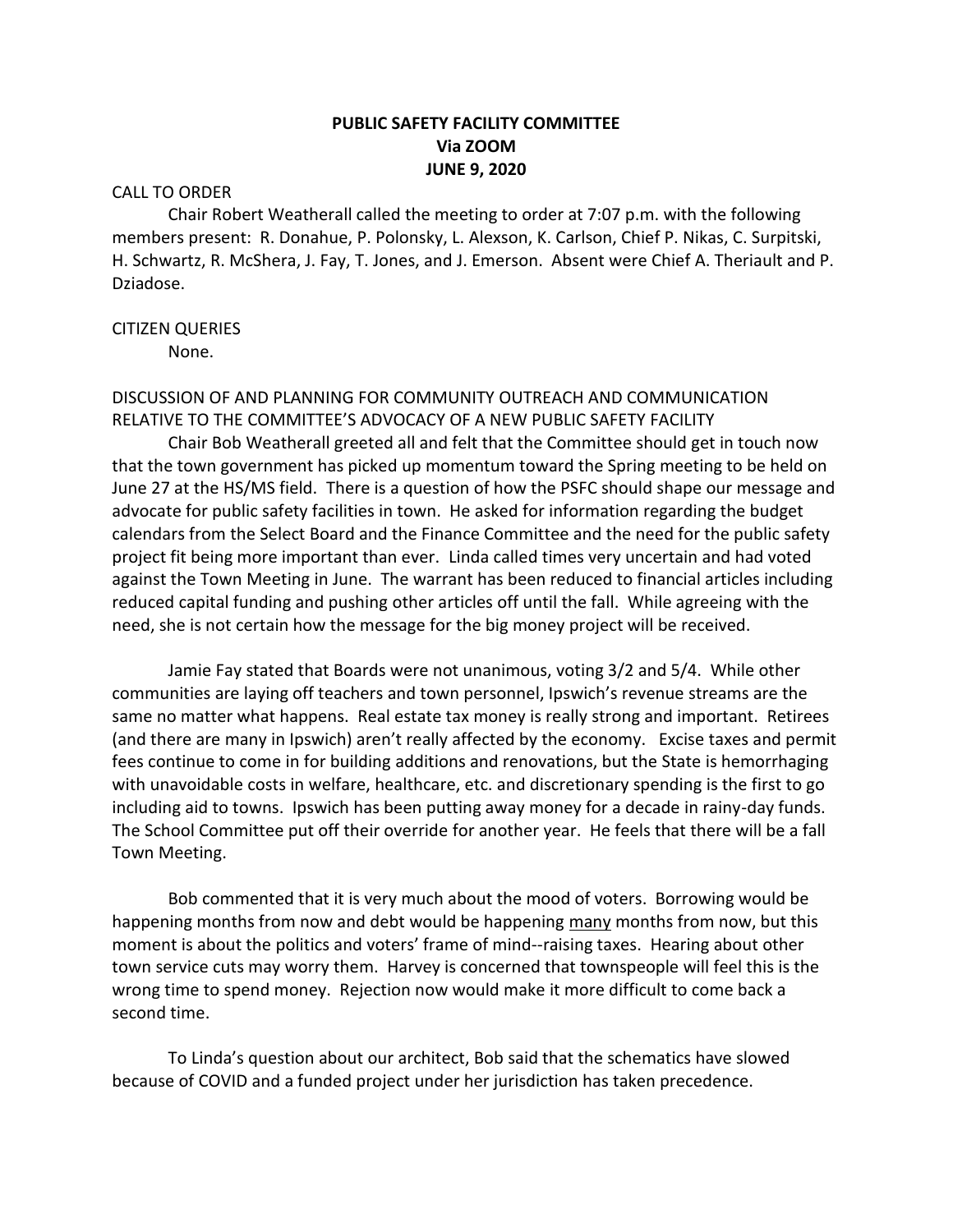**PUBLIC SAFETY FACILITY COMMITTEE**
**Via ZOOM**
**JUNE 9, 2020**

CALL TO ORDER

Chair Robert Weatherall called the meeting to order at 7:07 p.m. with the following members present: R. Donahue, P. Polonsky, L. Alexson, K. Carlson, Chief P. Nikas, C. Surpitski, H. Schwartz, R. McShera, J. Fay, T. Jones, and J. Emerson. Absent were Chief A. Theriault and P. Dziadose.

CITIZEN QUERIES

None.

DISCUSSION OF AND PLANNING FOR COMMUNITY OUTREACH AND COMMUNICATION RELATIVE TO THE COMMITTEE'S ADVOCACY OF A NEW PUBLIC SAFETY FACILITY

Chair Bob Weatherall greeted all and felt that the Committee should get in touch now that the town government has picked up momentum toward the Spring meeting to be held on June 27 at the HS/MS field. There is a question of how the PSFC should shape our message and advocate for public safety facilities in town. He asked for information regarding the budget calendars from the Select Board and the Finance Committee and the need for the public safety project fit being more important than ever. Linda called times very uncertain and had voted against the Town Meeting in June. The warrant has been reduced to financial articles including reduced capital funding and pushing other articles off until the fall. While agreeing with the need, she is not certain how the message for the big money project will be received.

Jamie Fay stated that Boards were not unanimous, voting 3/2 and 5/4. While other communities are laying off teachers and town personnel, Ipswich's revenue streams are the same no matter what happens. Real estate tax money is really strong and important. Retirees (and there are many in Ipswich) aren't really affected by the economy. Excise taxes and permit fees continue to come in for building additions and renovations, but the State is hemorrhaging with unavoidable costs in welfare, healthcare, etc. and discretionary spending is the first to go including aid to towns. Ipswich has been putting away money for a decade in rainy-day funds. The School Committee put off their override for another year. He feels that there will be a fall Town Meeting.

Bob commented that it is very much about the mood of voters. Borrowing would be happening months from now and debt would be happening <u>many</u> months from now, but this moment is about the politics and voters' frame of mind--raising taxes. Hearing about other town service cuts may worry them. Harvey is concerned that townspeople will feel this is the wrong time to spend money. Rejection now would make it more difficult to come back a second time.

To Linda's question about our architect, Bob said that the schematics have slowed because of COVID and a funded project under her jurisdiction has taken precedence.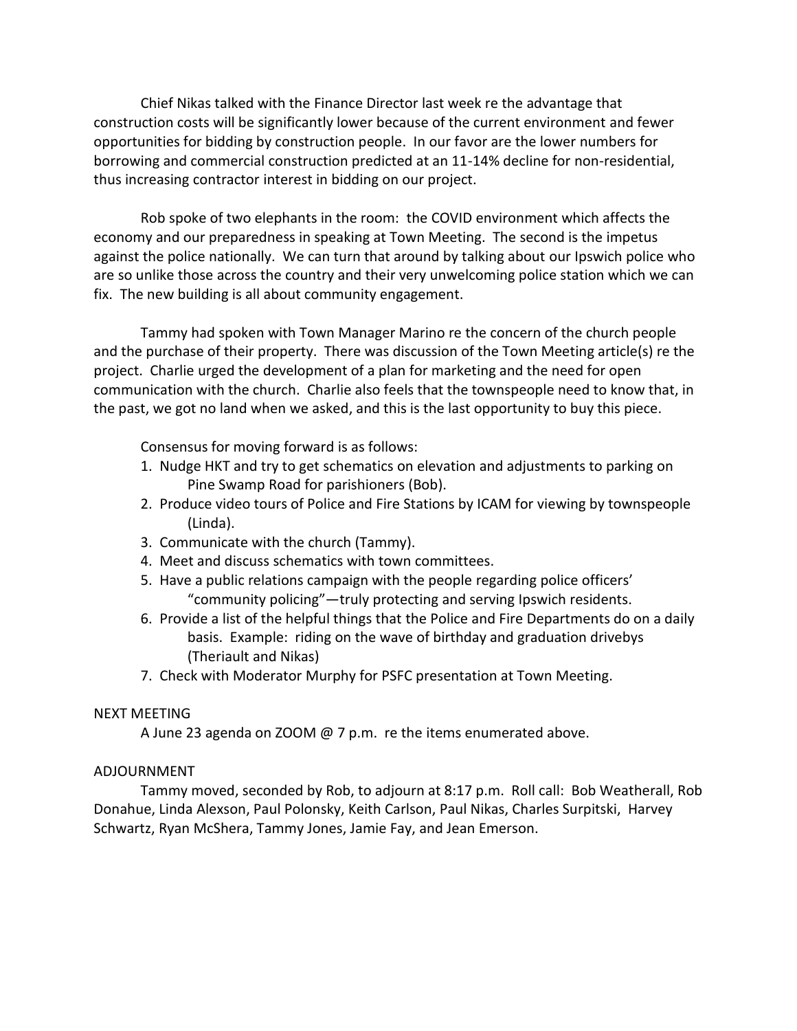Chief Nikas talked with the Finance Director last week re the advantage that construction costs will be significantly lower because of the current environment and fewer opportunities for bidding by construction people. In our favor are the lower numbers for borrowing and commercial construction predicted at an 11-14% decline for non-residential, thus increasing contractor interest in bidding on our project.

Rob spoke of two elephants in the room: the COVID environment which affects the economy and our preparedness in speaking at Town Meeting. The second is the impetus against the police nationally. We can turn that around by talking about our Ipswich police who are so unlike those across the country and their very unwelcoming police station which we can fix. The new building is all about community engagement.

Tammy had spoken with Town Manager Marino re the concern of the church people and the purchase of their property. There was discussion of the Town Meeting article(s) re the project. Charlie urged the development of a plan for marketing and the need for open communication with the church. Charlie also feels that the townspeople need to know that, in the past, we got no land when we asked, and this is the last opportunity to buy this piece.

Consensus for moving forward is as follows:

1. Nudge HKT and try to get schematics on elevation and adjustments to parking on Pine Swamp Road for parishioners (Bob).
2. Produce video tours of Police and Fire Stations by ICAM for viewing by townspeople (Linda).
3. Communicate with the church (Tammy).
4. Meet and discuss schematics with town committees.
5. Have a public relations campaign with the people regarding police officers' "community policing"—truly protecting and serving Ipswich residents.
6. Provide a list of the helpful things that the Police and Fire Departments do on a daily basis. Example: riding on the wave of birthday and graduation drivebys (Theriault and Nikas)
7. Check with Moderator Murphy for PSFC presentation at Town Meeting.

NEXT MEETING

A June 23 agenda on ZOOM @ 7 p.m. re the items enumerated above.

ADJOURNMENT

Tammy moved, seconded by Rob, to adjourn at 8:17 p.m. Roll call: Bob Weatherall, Rob Donahue, Linda Alexson, Paul Polonsky, Keith Carlson, Paul Nikas, Charles Surpitski, Harvey Schwartz, Ryan McShera, Tammy Jones, Jamie Fay, and Jean Emerson.